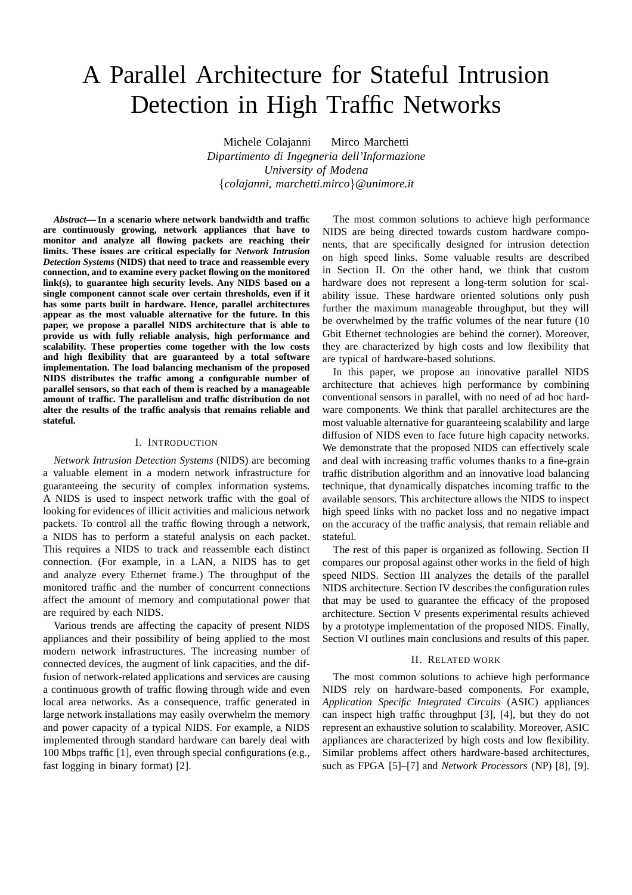# A Parallel Architecture for Stateful Intrusion Detection in High Traffic Networks

Michele Colajanni Mirco Marchetti
*Dipartimento di Ingegneria dell'Informazione*
*University of Modena*
{*colajanni, marchetti.mirco*}*@unimore.it*

***Abstract*— In a scenario where network bandwidth and traffic are continuously growing, network appliances that have to monitor and analyze all flowing packets are reaching their limits. These issues are critical especially for *Network Intrusion Detection Systems* (NIDS) that need to trace and reassemble every connection, and to examine every packet flowing on the monitored link(s), to guarantee high security levels. Any NIDS based on a single component cannot scale over certain thresholds, even if it has some parts built in hardware. Hence, parallel architectures appear as the most valuable alternative for the future. In this paper, we propose a parallel NIDS architecture that is able to provide us with fully reliable analysis, high performance and scalability. These properties come together with the low costs and high flexibility that are guaranteed by a total software implementation. The load balancing mechanism of the proposed NIDS distributes the traffic among a configurable number of parallel sensors, so that each of them is reached by a manageable amount of traffic. The parallelism and traffic distribution do not alter the results of the traffic analysis that remains reliable and stateful.**

## I. Introduction

*Network Intrusion Detection Systems* (NIDS) are becoming a valuable element in a modern network infrastructure for guaranteeing the security of complex information systems. A NIDS is used to inspect network traffic with the goal of looking for evidences of illicit activities and malicious network packets. To control all the traffic flowing through a network, a NIDS has to perform a stateful analysis on each packet. This requires a NIDS to track and reassemble each distinct connection. (For example, in a LAN, a NIDS has to get and analyze every Ethernet frame.) The throughput of the monitored traffic and the number of concurrent connections affect the amount of memory and computational power that are required by each NIDS.

Various trends are affecting the capacity of present NIDS appliances and their possibility of being applied to the most modern network infrastructures. The increasing number of connected devices, the augment of link capacities, and the diffusion of network-related applications and services are causing a continuous growth of traffic flowing through wide and even local area networks. As a consequence, traffic generated in large network installations may easily overwhelm the memory and power capacity of a typical NIDS. For example, a NIDS implemented through standard hardware can barely deal with 100 Mbps traffic [1], even through special configurations (e.g., fast logging in binary format) [2].

The most common solutions to achieve high performance NIDS are being directed towards custom hardware components, that are specifically designed for intrusion detection on high speed links. Some valuable results are described in Section II. On the other hand, we think that custom hardware does not represent a long-term solution for scalability issue. These hardware oriented solutions only push further the maximum manageable throughput, but they will be overwhelmed by the traffic volumes of the near future (10 Gbit Ethernet technologies are behind the corner). Moreover, they are characterized by high costs and low flexibility that are typical of hardware-based solutions.

In this paper, we propose an innovative parallel NIDS architecture that achieves high performance by combining conventional sensors in parallel, with no need of ad hoc hardware components. We think that parallel architectures are the most valuable alternative for guaranteeing scalability and large diffusion of NIDS even to face future high capacity networks. We demonstrate that the proposed NIDS can effectively scale and deal with increasing traffic volumes thanks to a fine-grain traffic distribution algorithm and an innovative load balancing technique, that dynamically dispatches incoming traffic to the available sensors. This architecture allows the NIDS to inspect high speed links with no packet loss and no negative impact on the accuracy of the traffic analysis, that remain reliable and stateful.

The rest of this paper is organized as following. Section II compares our proposal against other works in the field of high speed NIDS. Section III analyzes the details of the parallel NIDS architecture. Section IV describes the configuration rules that may be used to guarantee the efficacy of the proposed architecture. Section V presents experimental results achieved by a prototype implementation of the proposed NIDS. Finally, Section VI outlines main conclusions and results of this paper.

## II. Related work

The most common solutions to achieve high performance NIDS rely on hardware-based components. For example, *Application Specific Integrated Circuits* (ASIC) appliances can inspect high traffic throughput [3], [4], but they do not represent an exhaustive solution to scalability. Moreover, ASIC appliances are characterized by high costs and low flexibility. Similar problems affect others hardware-based architectures, such as FPGA [5]–[7] and *Network Processors* (NP) [8], [9].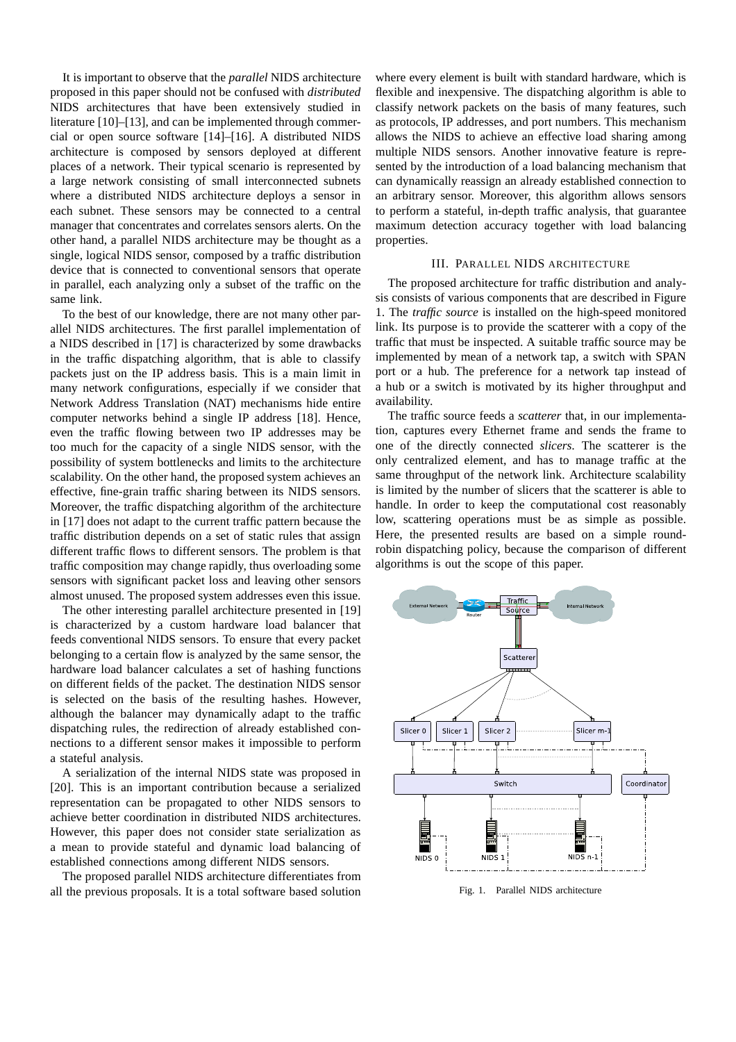It is important to observe that the *parallel* NIDS architecture proposed in this paper should not be confused with *distributed* NIDS architectures that have been extensively studied in literature [10]–[13], and can be implemented through commercial or open source software [14]–[16]. A distributed NIDS architecture is composed by sensors deployed at different places of a network. Their typical scenario is represented by a large network consisting of small interconnected subnets where a distributed NIDS architecture deploys a sensor in each subnet. These sensors may be connected to a central manager that concentrates and correlates sensors alerts. On the other hand, a parallel NIDS architecture may be thought as a single, logical NIDS sensor, composed by a traffic distribution device that is connected to conventional sensors that operate in parallel, each analyzing only a subset of the traffic on the same link.

To the best of our knowledge, there are not many other parallel NIDS architectures. The first parallel implementation of a NIDS described in [17] is characterized by some drawbacks in the traffic dispatching algorithm, that is able to classify packets just on the IP address basis. This is a main limit in many network configurations, especially if we consider that Network Address Translation (NAT) mechanisms hide entire computer networks behind a single IP address [18]. Hence, even the traffic flowing between two IP addresses may be too much for the capacity of a single NIDS sensor, with the possibility of system bottlenecks and limits to the architecture scalability. On the other hand, the proposed system achieves an effective, fine-grain traffic sharing between its NIDS sensors. Moreover, the traffic dispatching algorithm of the architecture in [17] does not adapt to the current traffic pattern because the traffic distribution depends on a set of static rules that assign different traffic flows to different sensors. The problem is that traffic composition may change rapidly, thus overloading some sensors with significant packet loss and leaving other sensors almost unused. The proposed system addresses even this issue.

The other interesting parallel architecture presented in [19] is characterized by a custom hardware load balancer that feeds conventional NIDS sensors. To ensure that every packet belonging to a certain flow is analyzed by the same sensor, the hardware load balancer calculates a set of hashing functions on different fields of the packet. The destination NIDS sensor is selected on the basis of the resulting hashes. However, although the balancer may dynamically adapt to the traffic dispatching rules, the redirection of already established connections to a different sensor makes it impossible to perform a stateful analysis.

A serialization of the internal NIDS state was proposed in [20]. This is an important contribution because a serialized representation can be propagated to other NIDS sensors to achieve better coordination in distributed NIDS architectures. However, this paper does not consider state serialization as a mean to provide stateful and dynamic load balancing of established connections among different NIDS sensors.

The proposed parallel NIDS architecture differentiates from all the previous proposals. It is a total software based solution where every element is built with standard hardware, which is flexible and inexpensive. The dispatching algorithm is able to classify network packets on the basis of many features, such as protocols, IP addresses, and port numbers. This mechanism allows the NIDS to achieve an effective load sharing among multiple NIDS sensors. Another innovative feature is represented by the introduction of a load balancing mechanism that can dynamically reassign an already established connection to an arbitrary sensor. Moreover, this algorithm allows sensors to perform a stateful, in-depth traffic analysis, that guarantee maximum detection accuracy together with load balancing properties.

## III. Parallel NIDS architecture

The proposed architecture for traffic distribution and analysis consists of various components that are described in Figure 1. The *traffic source* is installed on the high-speed monitored link. Its purpose is to provide the scatterer with a copy of the traffic that must be inspected. A suitable traffic source may be implemented by mean of a network tap, a switch with SPAN port or a hub. The preference for a network tap instead of a hub or a switch is motivated by its higher throughput and availability.

The traffic source feeds a *scatterer* that, in our implementation, captures every Ethernet frame and sends the frame to one of the directly connected *slicers*. The scatterer is the only centralized element, and has to manage traffic at the same throughput of the network link. Architecture scalability is limited by the number of slicers that the scatterer is able to handle. In order to keep the computational cost reasonably low, scattering operations must be as simple as possible. Here, the presented results are based on a simple round-robin dispatching policy, because the comparison of different algorithms is out the scope of this paper.

External Network
Router
Traffic Source
Internal Network
Scatterer
Slicer 0
Slicer 1
Slicer 2
Slicer m-1
Switch
Coordinator
NIDS 0
NIDS 1
NIDS n-1

Fig. 1. Parallel NIDS architecture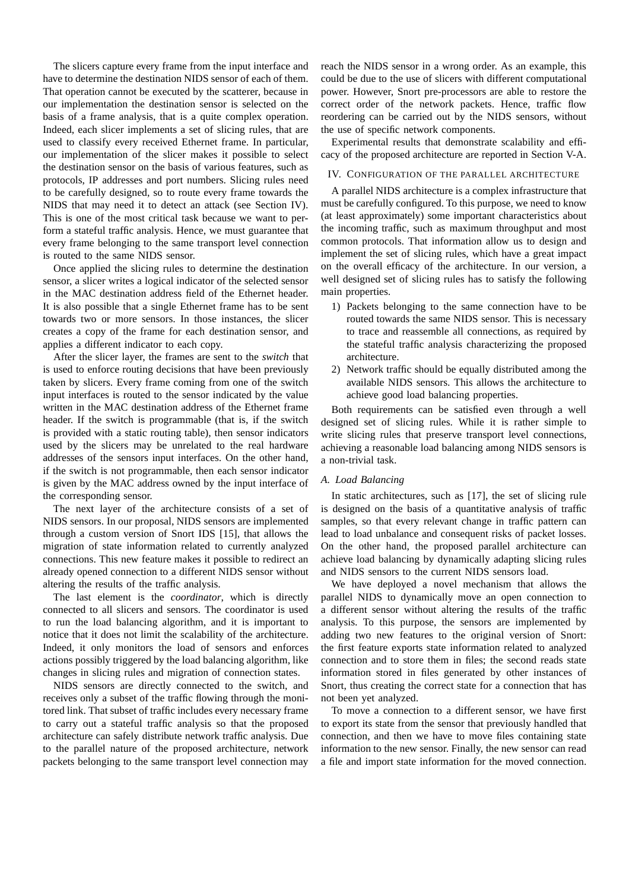The slicers capture every frame from the input interface and have to determine the destination NIDS sensor of each of them. That operation cannot be executed by the scatterer, because in our implementation the destination sensor is selected on the basis of a frame analysis, that is a quite complex operation. Indeed, each slicer implements a set of slicing rules, that are used to classify every received Ethernet frame. In particular, our implementation of the slicer makes it possible to select the destination sensor on the basis of various features, such as protocols, IP addresses and port numbers. Slicing rules need to be carefully designed, so to route every frame towards the NIDS that may need it to detect an attack (see Section IV). This is one of the most critical task because we want to perform a stateful traffic analysis. Hence, we must guarantee that every frame belonging to the same transport level connection is routed to the same NIDS sensor.

Once applied the slicing rules to determine the destination sensor, a slicer writes a logical indicator of the selected sensor in the MAC destination address field of the Ethernet header. It is also possible that a single Ethernet frame has to be sent towards two or more sensors. In those instances, the slicer creates a copy of the frame for each destination sensor, and applies a different indicator to each copy.

After the slicer layer, the frames are sent to the *switch* that is used to enforce routing decisions that have been previously taken by slicers. Every frame coming from one of the switch input interfaces is routed to the sensor indicated by the value written in the MAC destination address of the Ethernet frame header. If the switch is programmable (that is, if the switch is provided with a static routing table), then sensor indicators used by the slicers may be unrelated to the real hardware addresses of the sensors input interfaces. On the other hand, if the switch is not programmable, then each sensor indicator is given by the MAC address owned by the input interface of the corresponding sensor.

The next layer of the architecture consists of a set of NIDS sensors. In our proposal, NIDS sensors are implemented through a custom version of Snort IDS [15], that allows the migration of state information related to currently analyzed connections. This new feature makes it possible to redirect an already opened connection to a different NIDS sensor without altering the results of the traffic analysis.

The last element is the *coordinator*, which is directly connected to all slicers and sensors. The coordinator is used to run the load balancing algorithm, and it is important to notice that it does not limit the scalability of the architecture. Indeed, it only monitors the load of sensors and enforces actions possibly triggered by the load balancing algorithm, like changes in slicing rules and migration of connection states.

NIDS sensors are directly connected to the switch, and receives only a subset of the traffic flowing through the monitored link. That subset of traffic includes every necessary frame to carry out a stateful traffic analysis so that the proposed architecture can safely distribute network traffic analysis. Due to the parallel nature of the proposed architecture, network packets belonging to the same transport level connection may reach the NIDS sensor in a wrong order. As an example, this could be due to the use of slicers with different computational power. However, Snort pre-processors are able to restore the correct order of the network packets. Hence, traffic flow reordering can be carried out by the NIDS sensors, without the use of specific network components.

Experimental results that demonstrate scalability and efficacy of the proposed architecture are reported in Section V-A.

## IV. Configuration of the parallel architecture

A parallel NIDS architecture is a complex infrastructure that must be carefully configured. To this purpose, we need to know (at least approximately) some important characteristics about the incoming traffic, such as maximum throughput and most common protocols. That information allow us to design and implement the set of slicing rules, which have a great impact on the overall efficacy of the architecture. In our version, a well designed set of slicing rules has to satisfy the following main properties.

1) Packets belonging to the same connection have to be routed towards the same NIDS sensor. This is necessary to trace and reassemble all connections, as required by the stateful traffic analysis characterizing the proposed architecture.
2) Network traffic should be equally distributed among the available NIDS sensors. This allows the architecture to achieve good load balancing properties.

Both requirements can be satisfied even through a well designed set of slicing rules. While it is rather simple to write slicing rules that preserve transport level connections, achieving a reasonable load balancing among NIDS sensors is a non-trivial task.

### A. Load Balancing

In static architectures, such as [17], the set of slicing rule is designed on the basis of a quantitative analysis of traffic samples, so that every relevant change in traffic pattern can lead to load unbalance and consequent risks of packet losses. On the other hand, the proposed parallel architecture can achieve load balancing by dynamically adapting slicing rules and NIDS sensors to the current NIDS sensors load.

We have deployed a novel mechanism that allows the parallel NIDS to dynamically move an open connection to a different sensor without altering the results of the traffic analysis. To this purpose, the sensors are implemented by adding two new features to the original version of Snort: the first feature exports state information related to analyzed connection and to store them in files; the second reads state information stored in files generated by other instances of Snort, thus creating the correct state for a connection that has not been yet analyzed.

To move a connection to a different sensor, we have first to export its state from the sensor that previously handled that connection, and then we have to move files containing state information to the new sensor. Finally, the new sensor can read a file and import state information for the moved connection.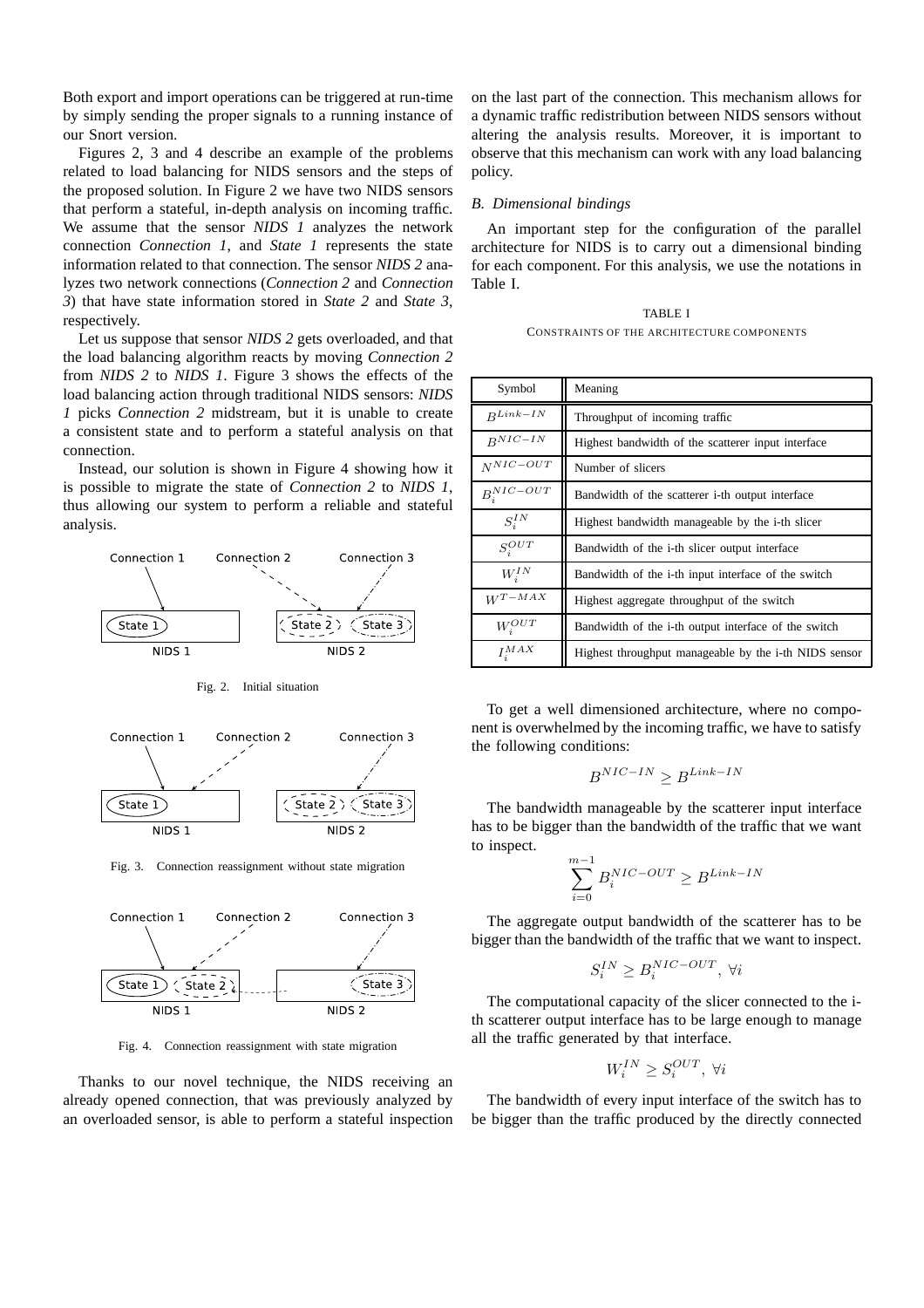Both export and import operations can be triggered at run-time by simply sending the proper signals to a running instance of our Snort version.

Figures 2, 3 and 4 describe an example of the problems related to load balancing for NIDS sensors and the steps of the proposed solution. In Figure 2 we have two NIDS sensors that perform a stateful, in-depth analysis on incoming traffic. We assume that the sensor *NIDS 1* analyzes the network connection *Connection 1*, and *State 1* represents the state information related to that connection. The sensor *NIDS 2* analyzes two network connections (*Connection 2* and *Connection 3*) that have state information stored in *State 2* and *State 3*, respectively.

Let us suppose that sensor *NIDS 2* gets overloaded, and that the load balancing algorithm reacts by moving *Connection 2* from *NIDS 2* to *NIDS 1*. Figure 3 shows the effects of the load balancing action through traditional NIDS sensors: *NIDS 1* picks *Connection 2* midstream, but it is unable to create a consistent state and to perform a stateful analysis on that connection.

Instead, our solution is shown in Figure 4 showing how it is possible to migrate the state of *Connection 2* to *NIDS 1*, thus allowing our system to perform a reliable and stateful analysis.

Connection 1
Connection 2
Connection 3
State 1
State 2
State 3
NIDS 1
NIDS 2

Fig. 2. Initial situation

Connection 1
Connection 2
Connection 3
State 1
State 2
State 3
NIDS 1
NIDS 2

Fig. 3. Connection reassignment without state migration

Connection 1
Connection 2
Connection 3
State 1
State 2
State 3
NIDS 1
NIDS 2

Fig. 4. Connection reassignment with state migration

Thanks to our novel technique, the NIDS receiving an already opened connection, that was previously analyzed by an overloaded sensor, is able to perform a stateful inspection on the last part of the connection. This mechanism allows for a dynamic traffic redistribution between NIDS sensors without altering the analysis results. Moreover, it is important to observe that this mechanism can work with any load balancing policy.

### B. Dimensional bindings

An important step for the configuration of the parallel architecture for NIDS is to carry out a dimensional binding for each component. For this analysis, we use the notations in Table I.

TABLE I
CONSTRAINTS OF THE ARCHITECTURE COMPONENTS

| Symbol | Meaning |
|---|---|
| $B^{Link-IN}$ | Throughput of incoming traffic |
| $B^{NIC-IN}$ | Highest bandwidth of the scatterer input interface |
| $N^{NIC-OUT}$ | Number of slicers |
| $B_i^{NIC-OUT}$ | Bandwidth of the scatterer i-th output interface |
| $S_i^{IN}$ | Highest bandwidth manageable by the i-th slicer |
| $S_i^{OUT}$ | Bandwidth of the i-th slicer output interface |
| $W_i^{IN}$ | Bandwidth of the i-th input interface of the switch |
| $W^{T-MAX}$ | Highest aggregate throughput of the switch |
| $W_i^{OUT}$ | Bandwidth of the i-th output interface of the switch |
| $I_i^{MAX}$ | Highest throughput manageable by the i-th NIDS sensor |

To get a well dimensioned architecture, where no component is overwhelmed by the incoming traffic, we have to satisfy the following conditions:

$$B^{NIC-IN} \geq B^{Link-IN}$$

The bandwidth manageable by the scatterer input interface has to be bigger than the bandwidth of the traffic that we want to inspect.

$$\sum_{i=0}^{m-1} B_i^{NIC-OUT} \geq B^{Link-IN}$$

The aggregate output bandwidth of the scatterer has to be bigger than the bandwidth of the traffic that we want to inspect.

$$S_i^{IN} \geq B_i^{NIC-OUT},\ \forall i$$

The computational capacity of the slicer connected to the i-th scatterer output interface has to be large enough to manage all the traffic generated by that interface.

$$W_i^{IN} \geq S_i^{OUT},\ \forall i$$

The bandwidth of every input interface of the switch has to be bigger than the traffic produced by the directly connected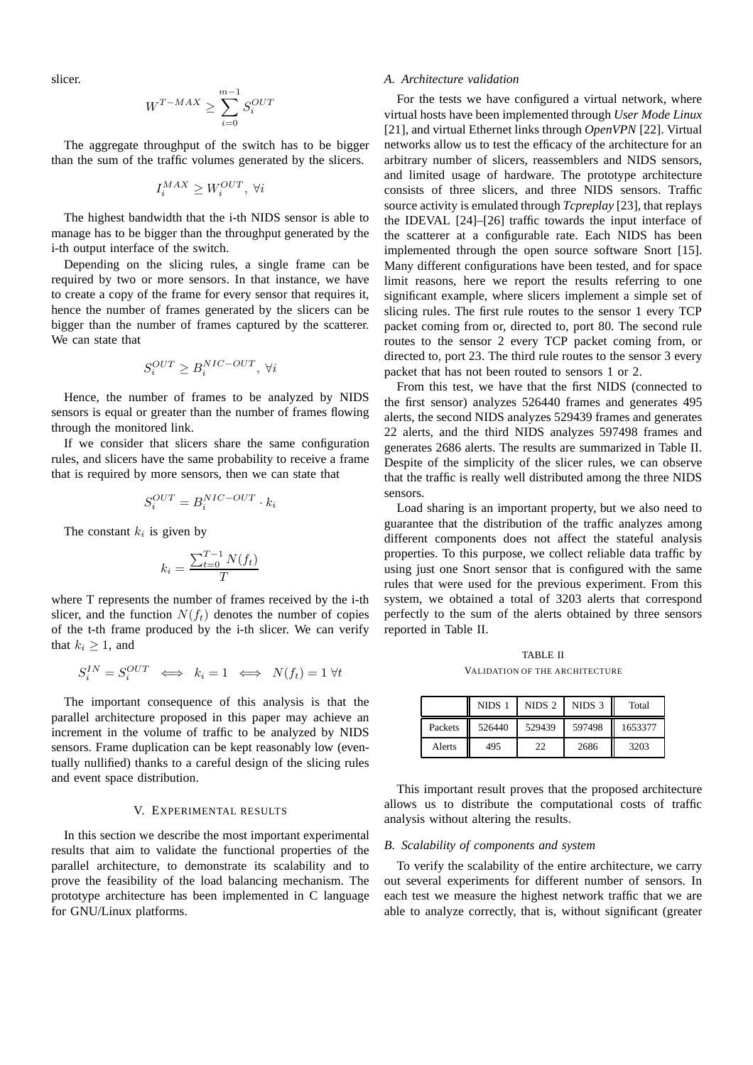slicer.

$$W^{T-MAX} \geq \sum_{i=0}^{m-1} S_i^{OUT}$$

The aggregate throughput of the switch has to be bigger than the sum of the traffic volumes generated by the slicers.

$$I_i^{MAX} \geq W_i^{OUT},\ \forall i$$

The highest bandwidth that the i-th NIDS sensor is able to manage has to be bigger than the throughput generated by the i-th output interface of the switch.

Depending on the slicing rules, a single frame can be required by two or more sensors. In that instance, we have to create a copy of the frame for every sensor that requires it, hence the number of frames generated by the slicers can be bigger than the number of frames captured by the scatterer. We can state that

$$S_i^{OUT} \geq B_i^{NIC-OUT},\ \forall i$$

Hence, the number of frames to be analyzed by NIDS sensors is equal or greater than the number of frames flowing through the monitored link.

If we consider that slicers share the same configuration rules, and slicers have the same probability to receive a frame that is required by more sensors, then we can state that

$$S_i^{OUT} = B_i^{NIC-OUT} \cdot k_i$$

The constant $k_i$ is given by

$$k_i = \frac{\sum_{t=0}^{T-1} N(f_t)}{T}$$

where T represents the number of frames received by the i-th slicer, and the function $N(f_t)$ denotes the number of copies of the t-th frame produced by the i-th slicer. We can verify that $k_i \geq 1$, and

$$S_i^{IN} = S_i^{OUT} \iff k_i = 1 \iff N(f_t) = 1\ \forall t$$

The important consequence of this analysis is that the parallel architecture proposed in this paper may achieve an increment in the volume of traffic to be analyzed by NIDS sensors. Frame duplication can be kept reasonably low (eventually nullified) thanks to a careful design of the slicing rules and event space distribution.

## V. Experimental results

In this section we describe the most important experimental results that aim to validate the functional properties of the parallel architecture, to demonstrate its scalability and to prove the feasibility of the load balancing mechanism. The prototype architecture has been implemented in C language for GNU/Linux platforms.

### A. Architecture validation

For the tests we have configured a virtual network, where virtual hosts have been implemented through *User Mode Linux* [21], and virtual Ethernet links through *OpenVPN* [22]. Virtual networks allow us to test the efficacy of the architecture for an arbitrary number of slicers, reassemblers and NIDS sensors, and limited usage of hardware. The prototype architecture consists of three slicers, and three NIDS sensors. Traffic source activity is emulated through *Tcpreplay* [23], that replays the IDEVAL [24]–[26] traffic towards the input interface of the scatterer at a configurable rate. Each NIDS has been implemented through the open source software Snort [15]. Many different configurations have been tested, and for space limit reasons, here we report the results referring to one significant example, where slicers implement a simple set of slicing rules. The first rule routes to the sensor 1 every TCP packet coming from or, directed to, port 80. The second rule routes to the sensor 2 every TCP packet coming from, or directed to, port 23. The third rule routes to the sensor 3 every packet that has not been routed to sensors 1 or 2.

From this test, we have that the first NIDS (connected to the first sensor) analyzes 526440 frames and generates 495 alerts, the second NIDS analyzes 529439 frames and generates 22 alerts, and the third NIDS analyzes 597498 frames and generates 2686 alerts. The results are summarized in Table II. Despite of the simplicity of the slicer rules, we can observe that the traffic is really well distributed among the three NIDS sensors.

Load sharing is an important property, but we also need to guarantee that the distribution of the traffic analyzes among different components does not affect the stateful analysis properties. To this purpose, we collect reliable data traffic by using just one Snort sensor that is configured with the same rules that were used for the previous experiment. From this system, we obtained a total of 3203 alerts that correspond perfectly to the sum of the alerts obtained by three sensors reported in Table II.

TABLE II
Validation of the architecture

| | NIDS 1 | NIDS 2 | NIDS 3 | Total |
|---|---|---|---|---|
| Packets | 526440 | 529439 | 597498 | 1653377 |
| Alerts | 495 | 22 | 2686 | 3203 |

This important result proves that the proposed architecture allows us to distribute the computational costs of traffic analysis without altering the results.

### B. Scalability of components and system

To verify the scalability of the entire architecture, we carry out several experiments for different number of sensors. In each test we measure the highest network traffic that we are able to analyze correctly, that is, without significant (greater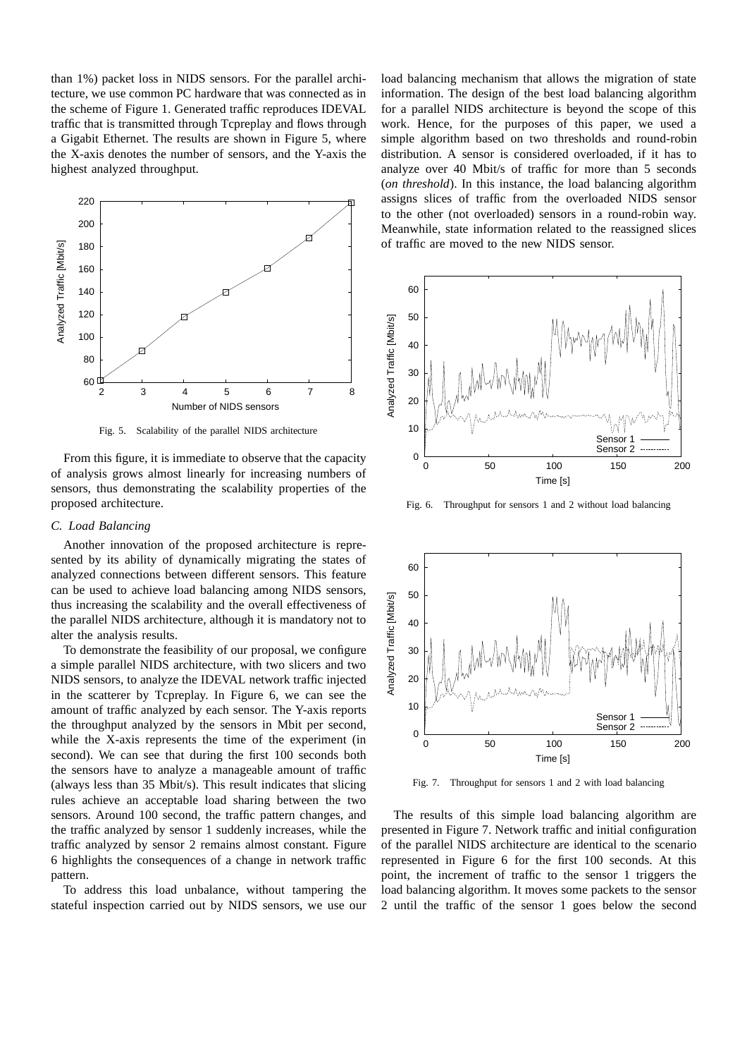than 1%) packet loss in NIDS sensors. For the parallel architecture, we use common PC hardware that was connected as in the scheme of Figure 1. Generated traffic reproduces IDEVAL traffic that is transmitted through Tcpreplay and flows through a Gigabit Ethernet. The results are shown in Figure 5, where the X-axis denotes the number of sensors, and the Y-axis the highest analyzed throughput.

Analyzed Traffic [Mbit/s]
220
200
180
160
140
120
100
80
60
2 3 4 5 6 7 8
Number of NIDS sensors

Fig. 5. Scalability of the parallel NIDS architecture

From this figure, it is immediate to observe that the capacity of analysis grows almost linearly for increasing numbers of sensors, thus demonstrating the scalability properties of the proposed architecture.

### C. Load Balancing

Another innovation of the proposed architecture is represented by its ability of dynamically migrating the states of analyzed connections between different sensors. This feature can be used to achieve load balancing among NIDS sensors, thus increasing the scalability and the overall effectiveness of the parallel NIDS architecture, although it is mandatory not to alter the analysis results.

To demonstrate the feasibility of our proposal, we configure a simple parallel NIDS architecture, with two slicers and two NIDS sensors, to analyze the IDEVAL network traffic injected in the scatterer by Tcpreplay. In Figure 6, we can see the amount of traffic analyzed by each sensor. The Y-axis reports the throughput analyzed by the sensors in Mbit per second, while the X-axis represents the time of the experiment (in second). We can see that during the first 100 seconds both the sensors have to analyze a manageable amount of traffic (always less than 35 Mbit/s). This result indicates that slicing rules achieve an acceptable load sharing between the two sensors. Around 100 second, the traffic pattern changes, and the traffic analyzed by sensor 1 suddenly increases, while the traffic analyzed by sensor 2 remains almost constant. Figure 6 highlights the consequences of a change in network traffic pattern.

To address this load unbalance, without tampering the stateful inspection carried out by NIDS sensors, we use our load balancing mechanism that allows the migration of state information. The design of the best load balancing algorithm for a parallel NIDS architecture is beyond the scope of this work. Hence, for the purposes of this paper, we used a simple algorithm based on two thresholds and round-robin distribution. A sensor is considered overloaded, if it has to analyze over 40 Mbit/s of traffic for more than 5 seconds (*on threshold*). In this instance, the load balancing algorithm assigns slices of traffic from the overloaded NIDS sensor to the other (not overloaded) sensors in a round-robin way. Meanwhile, state information related to the reassigned slices of traffic are moved to the new NIDS sensor.

Analyzed Traffic [Mbit/s]
60
50
40
30
20
10
0
0 50 100 150 200
Time [s]
Sensor 1
Sensor 2

Fig. 6. Throughput for sensors 1 and 2 without load balancing

Analyzed Traffic [Mbit/s]
60
50
40
30
20
10
0
0 50 100 150 200
Time [s]
Sensor 1
Sensor 2

Fig. 7. Throughput for sensors 1 and 2 with load balancing

The results of this simple load balancing algorithm are presented in Figure 7. Network traffic and initial configuration of the parallel NIDS architecture are identical to the scenario represented in Figure 6 for the first 100 seconds. At this point, the increment of traffic to the sensor 1 triggers the load balancing algorithm. It moves some packets to the sensor 2 until the traffic of the sensor 1 goes below the second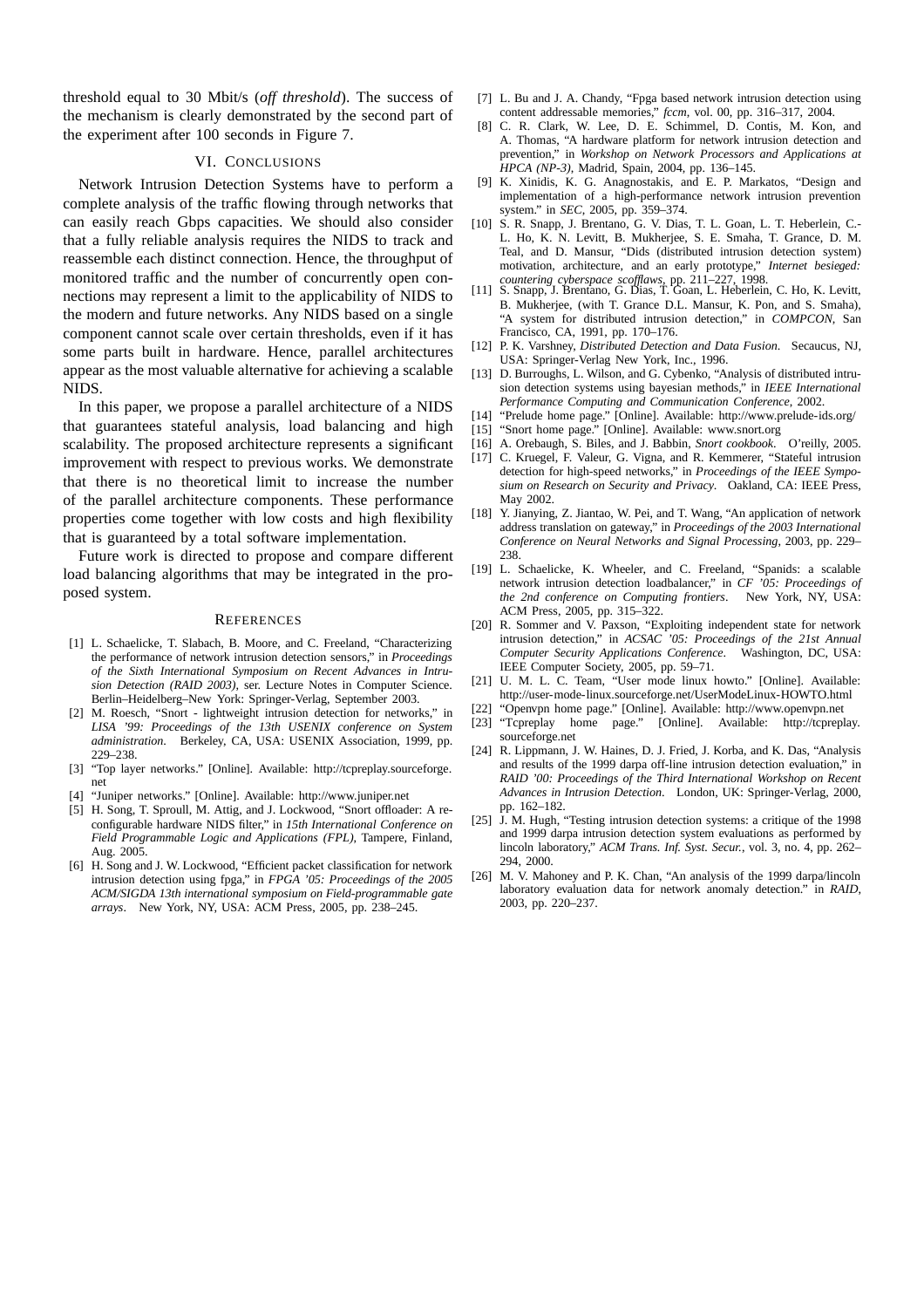threshold equal to 30 Mbit/s (*off threshold*). The success of the mechanism is clearly demonstrated by the second part of the experiment after 100 seconds in Figure 7.

## VI. Conclusions

Network Intrusion Detection Systems have to perform a complete analysis of the traffic flowing through networks that can easily reach Gbps capacities. We should also consider that a fully reliable analysis requires the NIDS to track and reassemble each distinct connection. Hence, the throughput of monitored traffic and the number of concurrently open connections may represent a limit to the applicability of NIDS to the modern and future networks. Any NIDS based on a single component cannot scale over certain thresholds, even if it has some parts built in hardware. Hence, parallel architectures appear as the most valuable alternative for achieving a scalable NIDS.

In this paper, we propose a parallel architecture of a NIDS that guarantees stateful analysis, load balancing and high scalability. The proposed architecture represents a significant improvement with respect to previous works. We demonstrate that there is no theoretical limit to increase the number of the parallel architecture components. These performance properties come together with low costs and high flexibility that is guaranteed by a total software implementation.

Future work is directed to propose and compare different load balancing algorithms that may be integrated in the proposed system.

## References

[1] L. Schaelicke, T. Slabach, B. Moore, and C. Freeland, "Characterizing the performance of network intrusion detection sensors," in *Proceedings of the Sixth International Symposium on Recent Advances in Intrusion Detection (RAID 2003)*, ser. Lecture Notes in Computer Science. Berlin–Heidelberg–New York: Springer-Verlag, September 2003.

[2] M. Roesch, "Snort - lightweight intrusion detection for networks," in *LISA '99: Proceedings of the 13th USENIX conference on System administration*. Berkeley, CA, USA: USENIX Association, 1999, pp. 229–238.

[3] "Top layer networks." [Online]. Available: http://tcpreplay.sourceforge.net

[4] "Juniper networks." [Online]. Available: http://www.juniper.net

[5] H. Song, T. Sproull, M. Attig, and J. Lockwood, "Snort offloader: A reconfigurable hardware NIDS filter," in *15th International Conference on Field Programmable Logic and Applications (FPL)*, Tampere, Finland, Aug. 2005.

[6] H. Song and J. W. Lockwood, "Efficient packet classification for network intrusion detection using fpga," in *FPGA '05: Proceedings of the 2005 ACM/SIGDA 13th international symposium on Field-programmable gate arrays*. New York, NY, USA: ACM Press, 2005, pp. 238–245.

[7] L. Bu and J. A. Chandy, "Fpga based network intrusion detection using content addressable memories," *fccm*, vol. 00, pp. 316–317, 2004.

[8] C. R. Clark, W. Lee, D. E. Schimmel, D. Contis, M. Kon, and A. Thomas, "A hardware platform for network intrusion detection and prevention," in *Workshop on Network Processors and Applications at HPCA (NP-3)*, Madrid, Spain, 2004, pp. 136–145.

[9] K. Xinidis, K. G. Anagnostakis, and E. P. Markatos, "Design and implementation of a high-performance network intrusion prevention system." in *SEC*, 2005, pp. 359–374.

[10] S. R. Snapp, J. Brentano, G. V. Dias, T. L. Goan, L. T. Heberlein, C.-L. Ho, K. N. Levitt, B. Mukherjee, S. E. Smaha, T. Grance, D. M. Teal, and D. Mansur, "Dids (distributed intrusion detection system) motivation, architecture, and an early prototype," *Internet besieged: countering cyberspace scofflaws*, pp. 211–227, 1998.

[11] S. Snapp, J. Brentano, G. Dias, T. Goan, L. Heberlein, C. Ho, K. Levitt, B. Mukherjee, (with T. Grance D.L. Mansur, K. Pon, and S. Smaha), "A system for distributed intrusion detection," in *COMPCON*, San Francisco, CA, 1991, pp. 170–176.

[12] P. K. Varshney, *Distributed Detection and Data Fusion*. Secaucus, NJ, USA: Springer-Verlag New York, Inc., 1996.

[13] D. Burroughs, L. Wilson, and G. Cybenko, "Analysis of distributed intrusion detection systems using bayesian methods," in *IEEE International Performance Computing and Communication Conference*, 2002.

[14] "Prelude home page." [Online]. Available: http://www.prelude-ids.org/

[15] "Snort home page." [Online]. Available: www.snort.org

[16] A. Orebaugh, S. Biles, and J. Babbin, *Snort cookbook*. O'reilly, 2005.

[17] C. Kruegel, F. Valeur, G. Vigna, and R. Kemmerer, "Stateful intrusion detection for high-speed networks," in *Proceedings of the IEEE Symposium on Research on Security and Privacy*. Oakland, CA: IEEE Press, May 2002.

[18] Y. Jianying, Z. Jiantao, W. Pei, and T. Wang, "An application of network address translation on gateway," in *Proceedings of the 2003 International Conference on Neural Networks and Signal Processing*, 2003, pp. 229–238.

[19] L. Schaelicke, K. Wheeler, and C. Freeland, "Spanids: a scalable network intrusion detection loadbalancer," in *CF '05: Proceedings of the 2nd conference on Computing frontiers*. New York, NY, USA: ACM Press, 2005, pp. 315–322.

[20] R. Sommer and V. Paxson, "Exploiting independent state for network intrusion detection," in *ACSAC '05: Proceedings of the 21st Annual Computer Security Applications Conference*. Washington, DC, USA: IEEE Computer Society, 2005, pp. 59–71.

[21] U. M. L. C. Team, "User mode linux howto." [Online]. Available: http://user-mode-linux.sourceforge.net/UserModeLinux-HOWTO.html

[22] "Openvpn home page." [Online]. Available: http://www.openvpn.net

[23] "Tcpreplay home page." [Online]. Available: http://tcpreplay.sourceforge.net

[24] R. Lippmann, J. W. Haines, D. J. Fried, J. Korba, and K. Das, "Analysis and results of the 1999 darpa off-line intrusion detection evaluation," in *RAID '00: Proceedings of the Third International Workshop on Recent Advances in Intrusion Detection*. London, UK: Springer-Verlag, 2000, pp. 162–182.

[25] J. M. Hugh, "Testing intrusion detection systems: a critique of the 1998 and 1999 darpa intrusion detection system evaluations as performed by lincoln laboratory," *ACM Trans. Inf. Syst. Secur.*, vol. 3, no. 4, pp. 262–294, 2000.

[26] M. V. Mahoney and P. K. Chan, "An analysis of the 1999 darpa/lincoln laboratory evaluation data for network anomaly detection." in *RAID*, 2003, pp. 220–237.